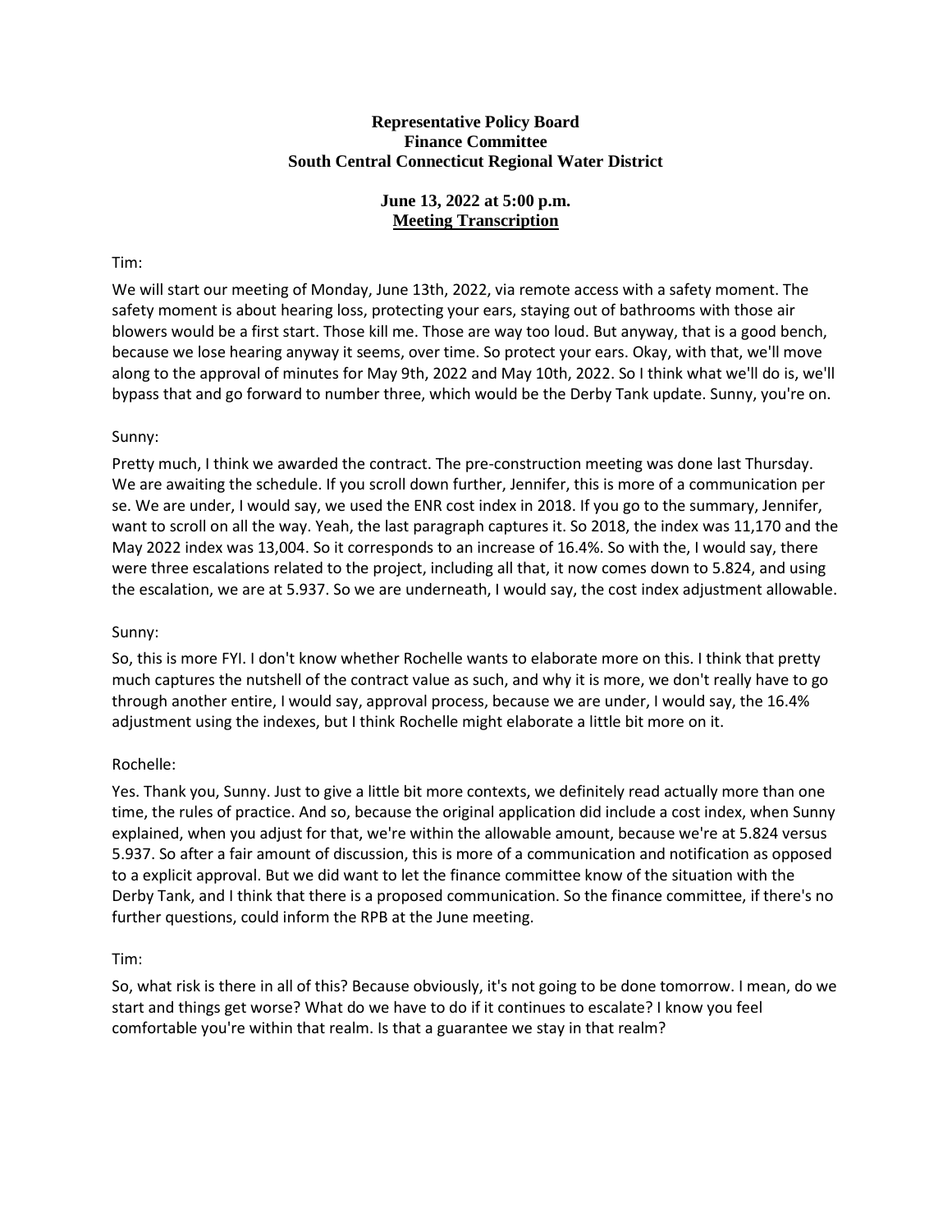**Representative Policy Board**
**Finance Committee**
**South Central Connecticut Regional Water District**

**June 13, 2022 at 5:00 p.m.**
**Meeting Transcription**

Tim:

We will start our meeting of Monday, June 13th, 2022, via remote access with a safety moment. The safety moment is about hearing loss, protecting your ears, staying out of bathrooms with those air blowers would be a first start. Those kill me. Those are way too loud. But anyway, that is a good bench, because we lose hearing anyway it seems, over time. So protect your ears. Okay, with that, we'll move along to the approval of minutes for May 9th, 2022 and May 10th, 2022. So I think what we'll do is, we'll bypass that and go forward to number three, which would be the Derby Tank update. Sunny, you're on.

Sunny:

Pretty much, I think we awarded the contract. The pre-construction meeting was done last Thursday. We are awaiting the schedule. If you scroll down further, Jennifer, this is more of a communication per se. We are under, I would say, we used the ENR cost index in 2018. If you go to the summary, Jennifer, want to scroll on all the way. Yeah, the last paragraph captures it. So 2018, the index was 11,170 and the May 2022 index was 13,004. So it corresponds to an increase of 16.4%. So with the, I would say, there were three escalations related to the project, including all that, it now comes down to 5.824, and using the escalation, we are at 5.937. So we are underneath, I would say, the cost index adjustment allowable.

Sunny:

So, this is more FYI. I don't know whether Rochelle wants to elaborate more on this. I think that pretty much captures the nutshell of the contract value as such, and why it is more, we don't really have to go through another entire, I would say, approval process, because we are under, I would say, the 16.4% adjustment using the indexes, but I think Rochelle might elaborate a little bit more on it.

Rochelle:

Yes. Thank you, Sunny. Just to give a little bit more contexts, we definitely read actually more than one time, the rules of practice. And so, because the original application did include a cost index, when Sunny explained, when you adjust for that, we're within the allowable amount, because we're at 5.824 versus 5.937. So after a fair amount of discussion, this is more of a communication and notification as opposed to a explicit approval. But we did want to let the finance committee know of the situation with the Derby Tank, and I think that there is a proposed communication. So the finance committee, if there's no further questions, could inform the RPB at the June meeting.

Tim:

So, what risk is there in all of this? Because obviously, it's not going to be done tomorrow. I mean, do we start and things get worse? What do we have to do if it continues to escalate? I know you feel comfortable you're within that realm. Is that a guarantee we stay in that realm?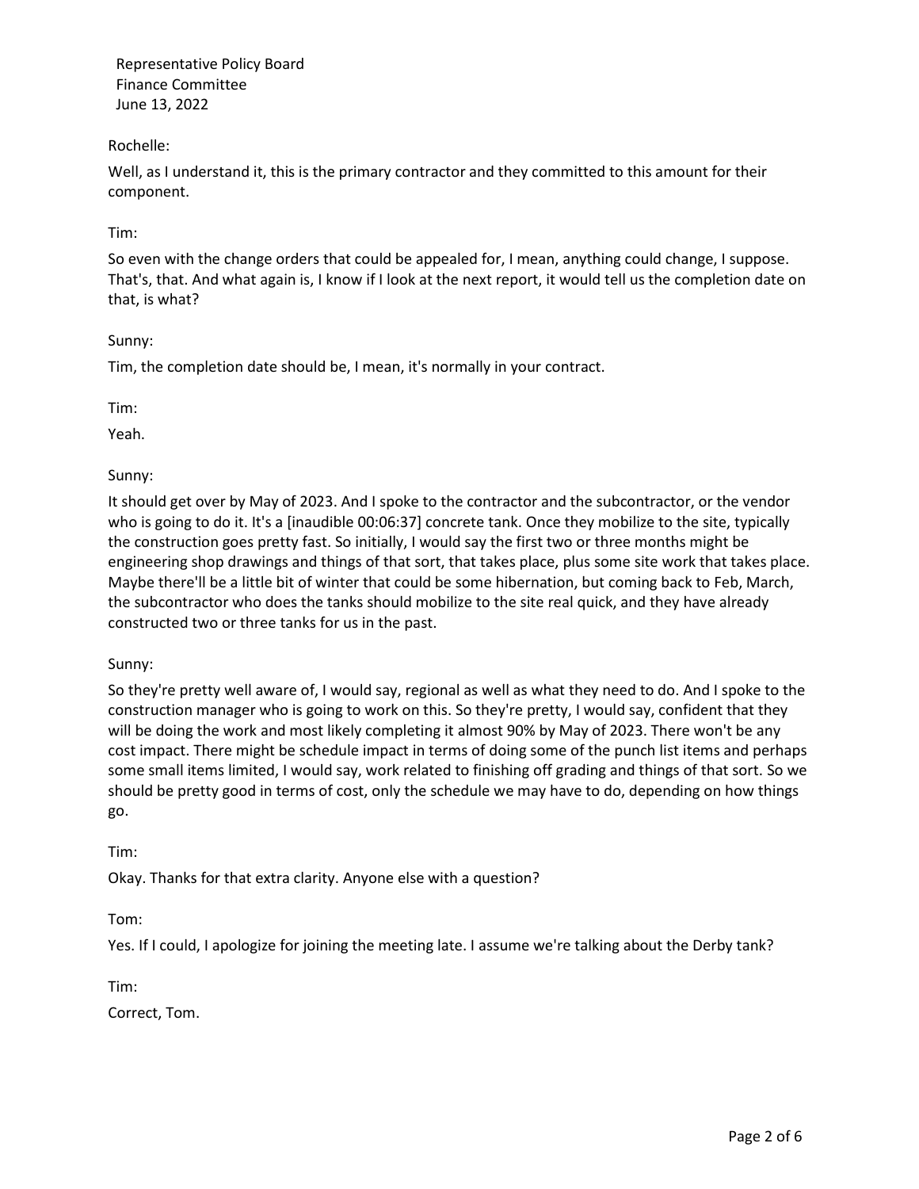Rochelle:

Well, as I understand it, this is the primary contractor and they committed to this amount for their component.

Tim:

So even with the change orders that could be appealed for, I mean, anything could change, I suppose. That's, that. And what again is, I know if I look at the next report, it would tell us the completion date on that, is what?

Sunny:

Tim, the completion date should be, I mean, it's normally in your contract.

Tim:

Yeah.

Sunny:

It should get over by May of 2023. And I spoke to the contractor and the subcontractor, or the vendor who is going to do it. It's a [inaudible 00:06:37] concrete tank. Once they mobilize to the site, typically the construction goes pretty fast. So initially, I would say the first two or three months might be engineering shop drawings and things of that sort, that takes place, plus some site work that takes place. Maybe there'll be a little bit of winter that could be some hibernation, but coming back to Feb, March, the subcontractor who does the tanks should mobilize to the site real quick, and they have already constructed two or three tanks for us in the past.

Sunny:

So they're pretty well aware of, I would say, regional as well as what they need to do. And I spoke to the construction manager who is going to work on this. So they're pretty, I would say, confident that they will be doing the work and most likely completing it almost 90% by May of 2023. There won't be any cost impact. There might be schedule impact in terms of doing some of the punch list items and perhaps some small items limited, I would say, work related to finishing off grading and things of that sort. So we should be pretty good in terms of cost, only the schedule we may have to do, depending on how things go.

Tim:

Okay. Thanks for that extra clarity. Anyone else with a question?

Tom:

Yes. If I could, I apologize for joining the meeting late. I assume we're talking about the Derby tank?

Tim:

Correct, Tom.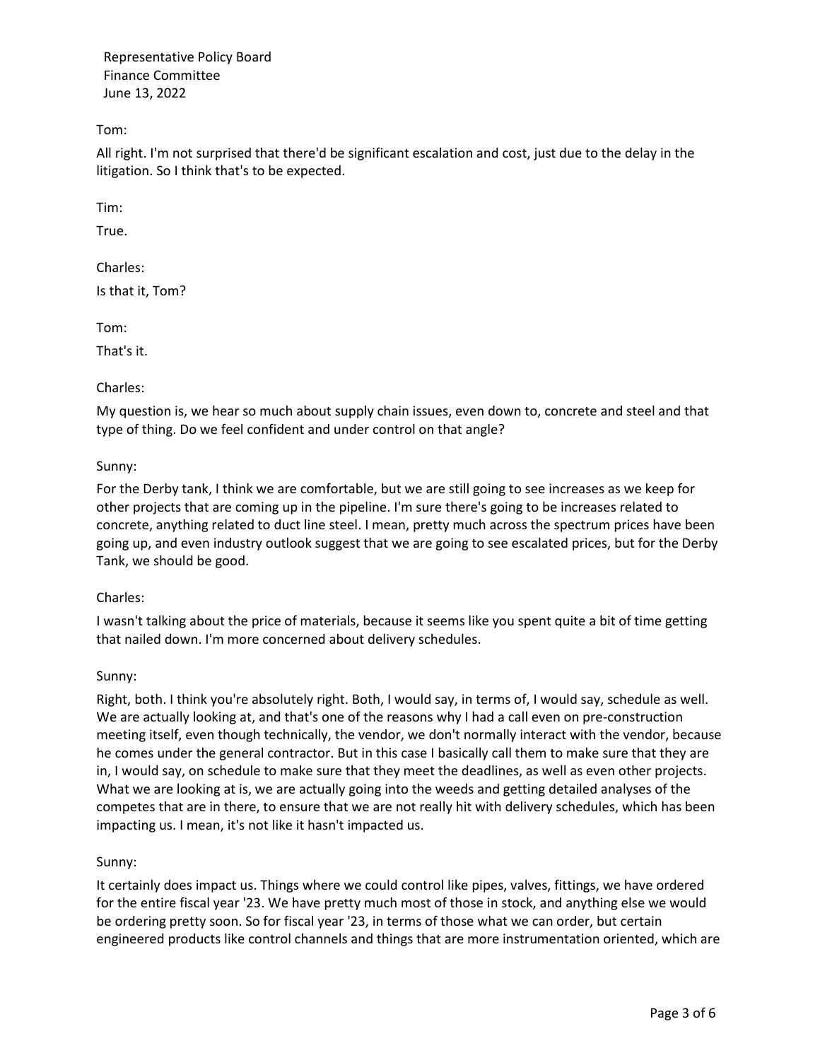Tom:

All right. I'm not surprised that there'd be significant escalation and cost, just due to the delay in the litigation. So I think that's to be expected.

Tim:

True.

Charles:

Is that it, Tom?

Tom:

That's it.

Charles:

My question is, we hear so much about supply chain issues, even down to, concrete and steel and that type of thing. Do we feel confident and under control on that angle?

Sunny:

For the Derby tank, I think we are comfortable, but we are still going to see increases as we keep for other projects that are coming up in the pipeline. I'm sure there's going to be increases related to concrete, anything related to duct line steel. I mean, pretty much across the spectrum prices have been going up, and even industry outlook suggest that we are going to see escalated prices, but for the Derby Tank, we should be good.

Charles:

I wasn't talking about the price of materials, because it seems like you spent quite a bit of time getting that nailed down. I'm more concerned about delivery schedules.

Sunny:

Right, both. I think you're absolutely right. Both, I would say, in terms of, I would say, schedule as well. We are actually looking at, and that's one of the reasons why I had a call even on pre-construction meeting itself, even though technically, the vendor, we don't normally interact with the vendor, because he comes under the general contractor. But in this case I basically call them to make sure that they are in, I would say, on schedule to make sure that they meet the deadlines, as well as even other projects. What we are looking at is, we are actually going into the weeds and getting detailed analyses of the competes that are in there, to ensure that we are not really hit with delivery schedules, which has been impacting us. I mean, it's not like it hasn't impacted us.

Sunny:

It certainly does impact us. Things where we could control like pipes, valves, fittings, we have ordered for the entire fiscal year '23. We have pretty much most of those in stock, and anything else we would be ordering pretty soon. So for fiscal year '23, in terms of those what we can order, but certain engineered products like control channels and things that are more instrumentation oriented, which are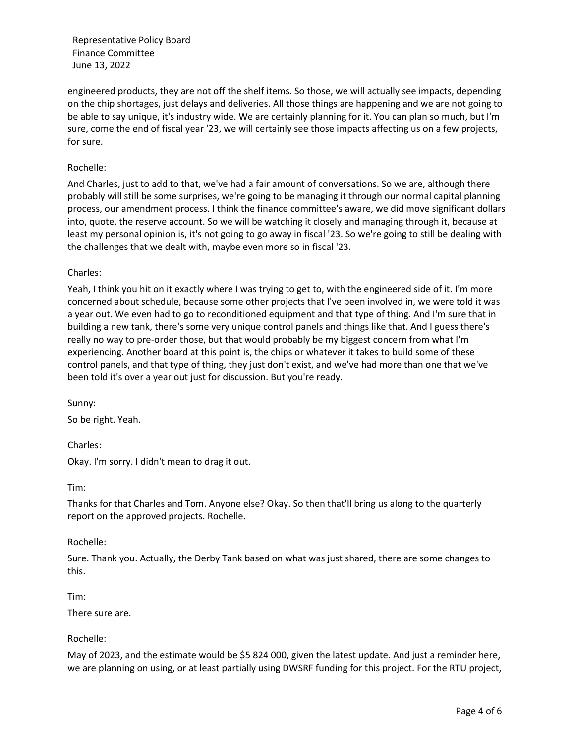engineered products, they are not off the shelf items. So those, we will actually see impacts, depending on the chip shortages, just delays and deliveries. All those things are happening and we are not going to be able to say unique, it's industry wide. We are certainly planning for it. You can plan so much, but I'm sure, come the end of fiscal year '23, we will certainly see those impacts affecting us on a few projects, for sure.

Rochelle:

And Charles, just to add to that, we've had a fair amount of conversations. So we are, although there probably will still be some surprises, we're going to be managing it through our normal capital planning process, our amendment process. I think the finance committee's aware, we did move significant dollars into, quote, the reserve account. So we will be watching it closely and managing through it, because at least my personal opinion is, it's not going to go away in fiscal '23. So we're going to still be dealing with the challenges that we dealt with, maybe even more so in fiscal '23.

Charles:

Yeah, I think you hit on it exactly where I was trying to get to, with the engineered side of it. I'm more concerned about schedule, because some other projects that I've been involved in, we were told it was a year out. We even had to go to reconditioned equipment and that type of thing. And I'm sure that in building a new tank, there's some very unique control panels and things like that. And I guess there's really no way to pre-order those, but that would probably be my biggest concern from what I'm experiencing. Another board at this point is, the chips or whatever it takes to build some of these control panels, and that type of thing, they just don't exist, and we've had more than one that we've been told it's over a year out just for discussion. But you're ready.

Sunny:

So be right. Yeah.

Charles:

Okay. I'm sorry. I didn't mean to drag it out.

Tim:

Thanks for that Charles and Tom. Anyone else? Okay. So then that'll bring us along to the quarterly report on the approved projects. Rochelle.

Rochelle:

Sure. Thank you. Actually, the Derby Tank based on what was just shared, there are some changes to this.

Tim:

There sure are.

Rochelle:

May of 2023, and the estimate would be $5 824 000, given the latest update. And just a reminder here, we are planning on using, or at least partially using DWSRF funding for this project. For the RTU project,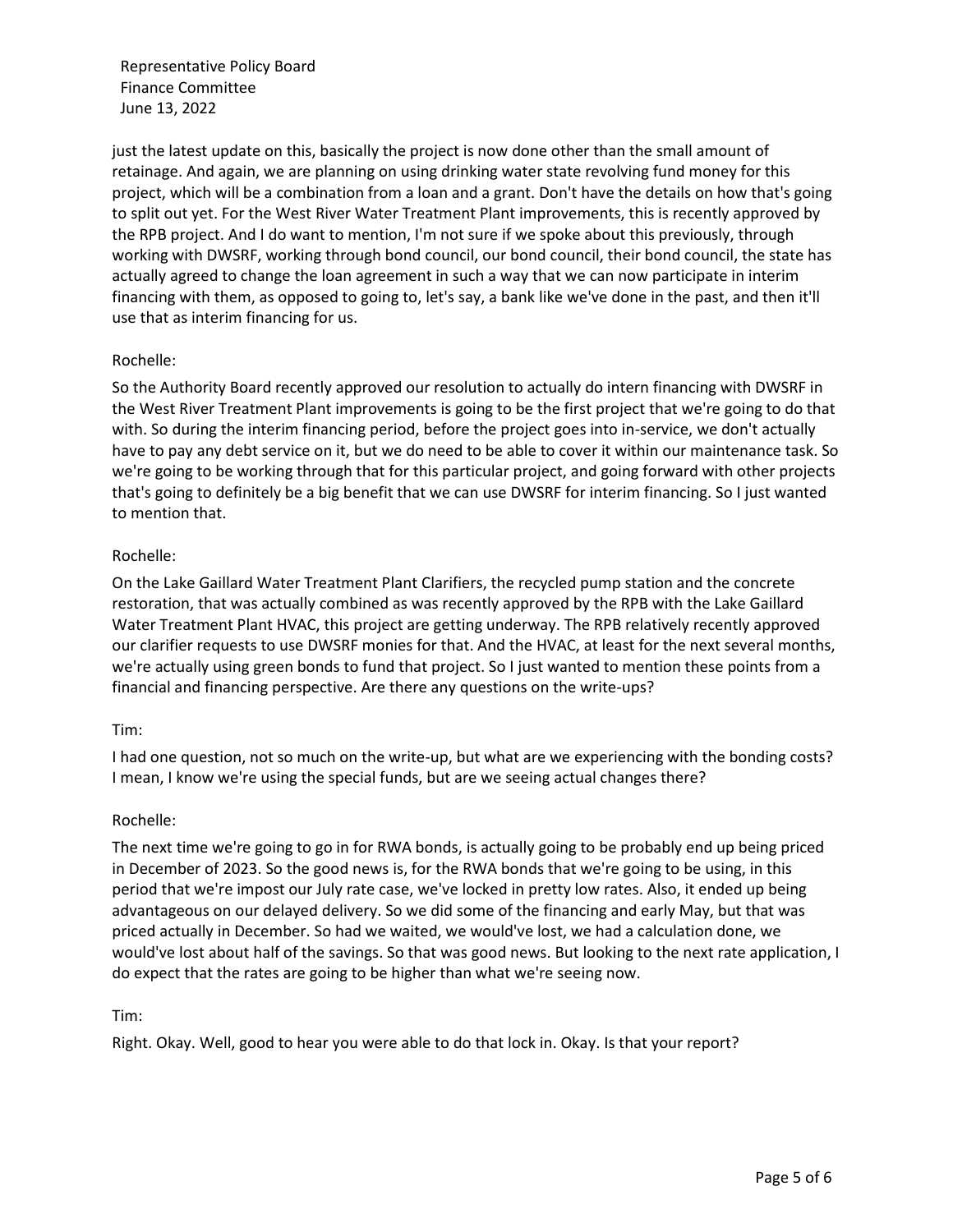just the latest update on this, basically the project is now done other than the small amount of retainage. And again, we are planning on using drinking water state revolving fund money for this project, which will be a combination from a loan and a grant. Don't have the details on how that's going to split out yet. For the West River Water Treatment Plant improvements, this is recently approved by the RPB project. And I do want to mention, I'm not sure if we spoke about this previously, through working with DWSRF, working through bond council, our bond council, their bond council, the state has actually agreed to change the loan agreement in such a way that we can now participate in interim financing with them, as opposed to going to, let's say, a bank like we've done in the past, and then it'll use that as interim financing for us.

Rochelle:

So the Authority Board recently approved our resolution to actually do intern financing with DWSRF in the West River Treatment Plant improvements is going to be the first project that we're going to do that with. So during the interim financing period, before the project goes into in-service, we don't actually have to pay any debt service on it, but we do need to be able to cover it within our maintenance task. So we're going to be working through that for this particular project, and going forward with other projects that's going to definitely be a big benefit that we can use DWSRF for interim financing. So I just wanted to mention that.

Rochelle:

On the Lake Gaillard Water Treatment Plant Clarifiers, the recycled pump station and the concrete restoration, that was actually combined as was recently approved by the RPB with the Lake Gaillard Water Treatment Plant HVAC, this project are getting underway. The RPB relatively recently approved our clarifier requests to use DWSRF monies for that. And the HVAC, at least for the next several months, we're actually using green bonds to fund that project. So I just wanted to mention these points from a financial and financing perspective. Are there any questions on the write-ups?

Tim:

I had one question, not so much on the write-up, but what are we experiencing with the bonding costs? I mean, I know we're using the special funds, but are we seeing actual changes there?

Rochelle:

The next time we're going to go in for RWA bonds, is actually going to be probably end up being priced in December of 2023. So the good news is, for the RWA bonds that we're going to be using, in this period that we're impost our July rate case, we've locked in pretty low rates. Also, it ended up being advantageous on our delayed delivery. So we did some of the financing and early May, but that was priced actually in December. So had we waited, we would've lost, we had a calculation done, we would've lost about half of the savings. So that was good news. But looking to the next rate application, I do expect that the rates are going to be higher than what we're seeing now.

Tim:

Right. Okay. Well, good to hear you were able to do that lock in. Okay. Is that your report?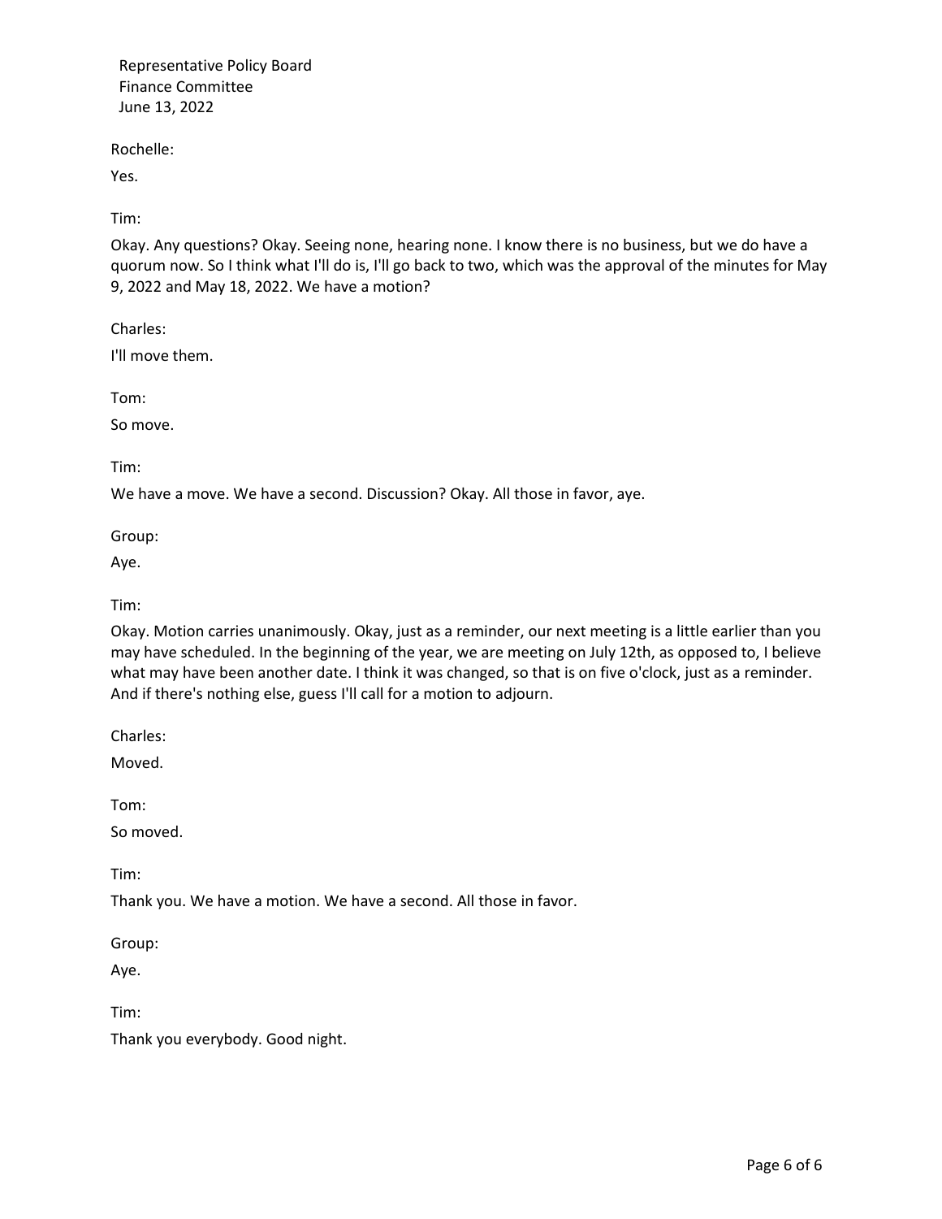Rochelle:

Yes.

Tim:

Okay. Any questions? Okay. Seeing none, hearing none. I know there is no business, but we do have a quorum now. So I think what I'll do is, I'll go back to two, which was the approval of the minutes for May 9, 2022 and May 18, 2022. We have a motion?

Charles:

I'll move them.

Tom:

So move.

Tim:

We have a move. We have a second. Discussion? Okay. All those in favor, aye.

Group:

Aye.

Tim:

Okay. Motion carries unanimously. Okay, just as a reminder, our next meeting is a little earlier than you may have scheduled. In the beginning of the year, we are meeting on July 12th, as opposed to, I believe what may have been another date. I think it was changed, so that is on five o'clock, just as a reminder. And if there's nothing else, guess I'll call for a motion to adjourn.

Charles:

Moved.

Tom:

So moved.

Tim:

Thank you. We have a motion. We have a second. All those in favor.

Group:

Aye.

Tim:

Thank you everybody. Good night.